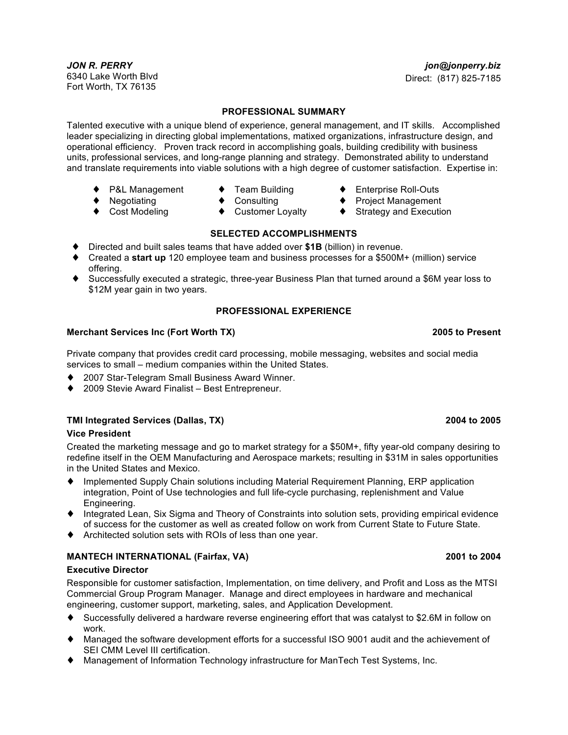***JON R. PERRY***
6340 Lake Worth Blvd
Fort Worth, TX 76135

***jon@jonperry.biz***
Direct: (817) 825-7185

## PROFESSIONAL SUMMARY

Talented executive with a unique blend of experience, general management, and IT skills. Accomplished leader specializing in directing global implementations, matixed organizations, infrastructure design, and operational efficiency. Proven track record in accomplishing goals, building credibility with business units, professional services, and long-range planning and strategy. Demonstrated ability to understand and translate requirements into viable solutions with a high degree of customer satisfaction. Expertise in:

- P&L Management
- Negotiating
- Cost Modeling
- Team Building
- Consulting
- Customer Loyalty
- Enterprise Roll-Outs
- Project Management
- Strategy and Execution

## SELECTED ACCOMPLISHMENTS

- Directed and built sales teams that have added over **$1B** (billion) in revenue.
- Created a **start up** 120 employee team and business processes for a $500M+ (million) service offering.
- Successfully executed a strategic, three-year Business Plan that turned around a $6M year loss to $12M year gain in two years.

## PROFESSIONAL EXPERIENCE

**Merchant Services Inc (Fort Worth TX)** **2005 to Present**

Private company that provides credit card processing, mobile messaging, websites and social media services to small – medium companies within the United States.

- 2007 Star-Telegram Small Business Award Winner.
- 2009 Stevie Award Finalist – Best Entrepreneur.

**TMI Integrated Services (Dallas, TX)** **2004 to 2005**

**Vice President**

Created the marketing message and go to market strategy for a $50M+, fifty year-old company desiring to redefine itself in the OEM Manufacturing and Aerospace markets; resulting in $31M in sales opportunities in the United States and Mexico.

- Implemented Supply Chain solutions including Material Requirement Planning, ERP application integration, Point of Use technologies and full life-cycle purchasing, replenishment and Value Engineering.
- Integrated Lean, Six Sigma and Theory of Constraints into solution sets, providing empirical evidence of success for the customer as well as created follow on work from Current State to Future State.
- Architected solution sets with ROIs of less than one year.

**MANTECH INTERNATIONAL (Fairfax, VA)** **2001 to 2004**

**Executive Director**

Responsible for customer satisfaction, Implementation, on time delivery, and Profit and Loss as the MTSI Commercial Group Program Manager. Manage and direct employees in hardware and mechanical engineering, customer support, marketing, sales, and Application Development.

- Successfully delivered a hardware reverse engineering effort that was catalyst to $2.6M in follow on work.
- Managed the software development efforts for a successful ISO 9001 audit and the achievement of SEI CMM Level III certification.
- Management of Information Technology infrastructure for ManTech Test Systems, Inc.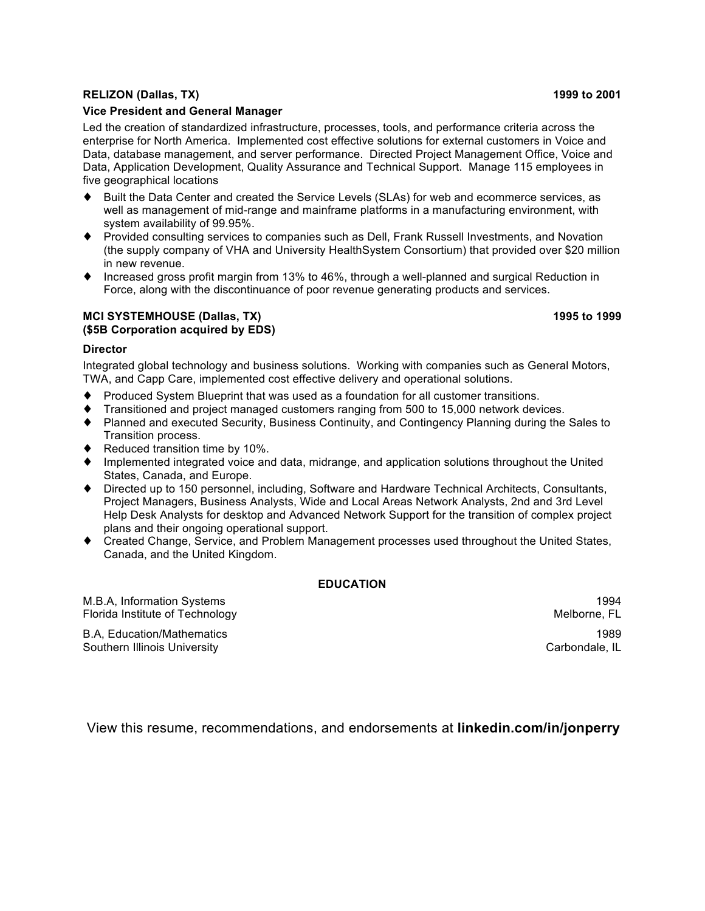**RELIZON (Dallas, TX)** **1999 to 2001**

**Vice President and General Manager**

Led the creation of standardized infrastructure, processes, tools, and performance criteria across the enterprise for North America. Implemented cost effective solutions for external customers in Voice and Data, database management, and server performance. Directed Project Management Office, Voice and Data, Application Development, Quality Assurance and Technical Support. Manage 115 employees in five geographical locations

- Built the Data Center and created the Service Levels (SLAs) for web and ecommerce services, as well as management of mid-range and mainframe platforms in a manufacturing environment, with system availability of 99.95%.
- Provided consulting services to companies such as Dell, Frank Russell Investments, and Novation (the supply company of VHA and University HealthSystem Consortium) that provided over $20 million in new revenue.
- Increased gross profit margin from 13% to 46%, through a well-planned and surgical Reduction in Force, along with the discontinuance of poor revenue generating products and services.

**MCI SYSTEMHOUSE (Dallas, TX)** **1995 to 1999**
**($5B Corporation acquired by EDS)**

**Director**

Integrated global technology and business solutions. Working with companies such as General Motors, TWA, and Capp Care, implemented cost effective delivery and operational solutions.

- Produced System Blueprint that was used as a foundation for all customer transitions.
- Transitioned and project managed customers ranging from 500 to 15,000 network devices.
- Planned and executed Security, Business Continuity, and Contingency Planning during the Sales to Transition process.
- Reduced transition time by 10%.
- Implemented integrated voice and data, midrange, and application solutions throughout the United States, Canada, and Europe.
- Directed up to 150 personnel, including, Software and Hardware Technical Architects, Consultants, Project Managers, Business Analysts, Wide and Local Areas Network Analysts, 2nd and 3rd Level Help Desk Analysts for desktop and Advanced Network Support for the transition of complex project plans and their ongoing operational support.
- Created Change, Service, and Problem Management processes used throughout the United States, Canada, and the United Kingdom.

## EDUCATION

M.B.A, Information Systems — 1994
Florida Institute of Technology — Melborne, FL

B.A, Education/Mathematics — 1989
Southern Illinois University — Carbondale, IL

View this resume, recommendations, and endorsements at **linkedin.com/in/jonperry**